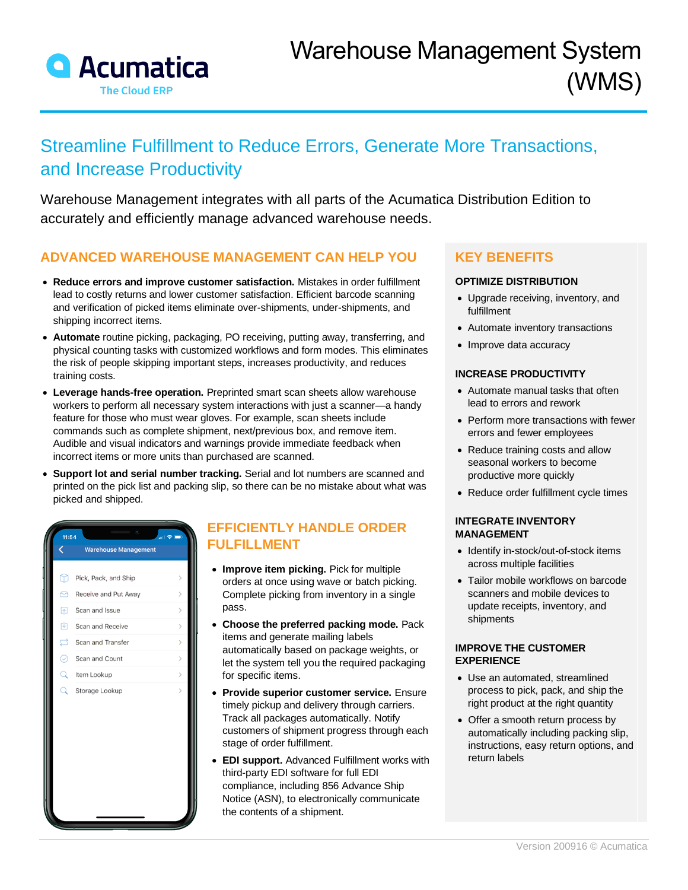# Warehouse Management System (WMS)

## Streamline Fulfillment to Reduce Errors, Generate More Transactions, and Increase Productivity

Warehouse Management integrates with all parts of the Acumatica Distribution Edition to accurately and efficiently manage advanced warehouse needs.

### ADVANCED WAREHOUSE MANAGEMENT CAN HELP YOU

- **Reduce errors and improve customer satisfaction.** Mistakes in order fulfillment lead to costly returns and lower customer satisfaction. Efficient barcode scanning and verification of picked items eliminate over-shipments, under-shipments, and shipping incorrect items.
- **Automate** routine picking, packaging, PO receiving, putting away, transferring, and physical counting tasks with customized workflows and form modes. This eliminates the risk of people skipping important steps, increases productivity, and reduces training costs.
- **Leverage hands-free operation.** Preprinted smart scan sheets allow warehouse workers to perform all necessary system interactions with just a scanner—a handy feature for those who must wear gloves. For example, scan sheets include commands such as complete shipment, next/previous box, and remove item. Audible and visual indicators and warnings provide immediate feedback when incorrect items or more units than purchased are scanned.
- **Support lot and serial number tracking.** Serial and lot numbers are scanned and printed on the pick list and packing slip, so there can be no mistake about what was picked and shipped.

### EFFICIENTLY HANDLE ORDER FULFILLMENT

- **Improve item picking.** Pick for multiple orders at once using wave or batch picking. Complete picking from inventory in a single pass.
- **Choose the preferred packing mode.** Pack items and generate mailing labels automatically based on package weights, or let the system tell you the required packaging for specific items.
- **Provide superior customer service.** Ensure timely pickup and delivery through carriers. Track all packages automatically. Notify customers of shipment progress through each stage of order fulfillment.
- **EDI support.** Advanced Fulfillment works with third-party EDI software for full EDI compliance, including 856 Advance Ship Notice (ASN), to electronically communicate the contents of a shipment.

### KEY BENEFITS

#### OPTIMIZE DISTRIBUTION

- Upgrade receiving, inventory, and fulfillment
- Automate inventory transactions
- Improve data accuracy

#### INCREASE PRODUCTIVITY

- Automate manual tasks that often lead to errors and rework
- Perform more transactions with fewer errors and fewer employees
- Reduce training costs and allow seasonal workers to become productive more quickly
- Reduce order fulfillment cycle times

#### INTEGRATE INVENTORY MANAGEMENT

- Identify in-stock/out-of-stock items across multiple facilities
- Tailor mobile workflows on barcode scanners and mobile devices to update receipts, inventory, and shipments

#### IMPROVE THE CUSTOMER EXPERIENCE

- Use an automated, streamlined process to pick, pack, and ship the right product at the right quantity
- Offer a smooth return process by automatically including packing slip, instructions, easy return options, and return labels

Version 200916 © Acumatica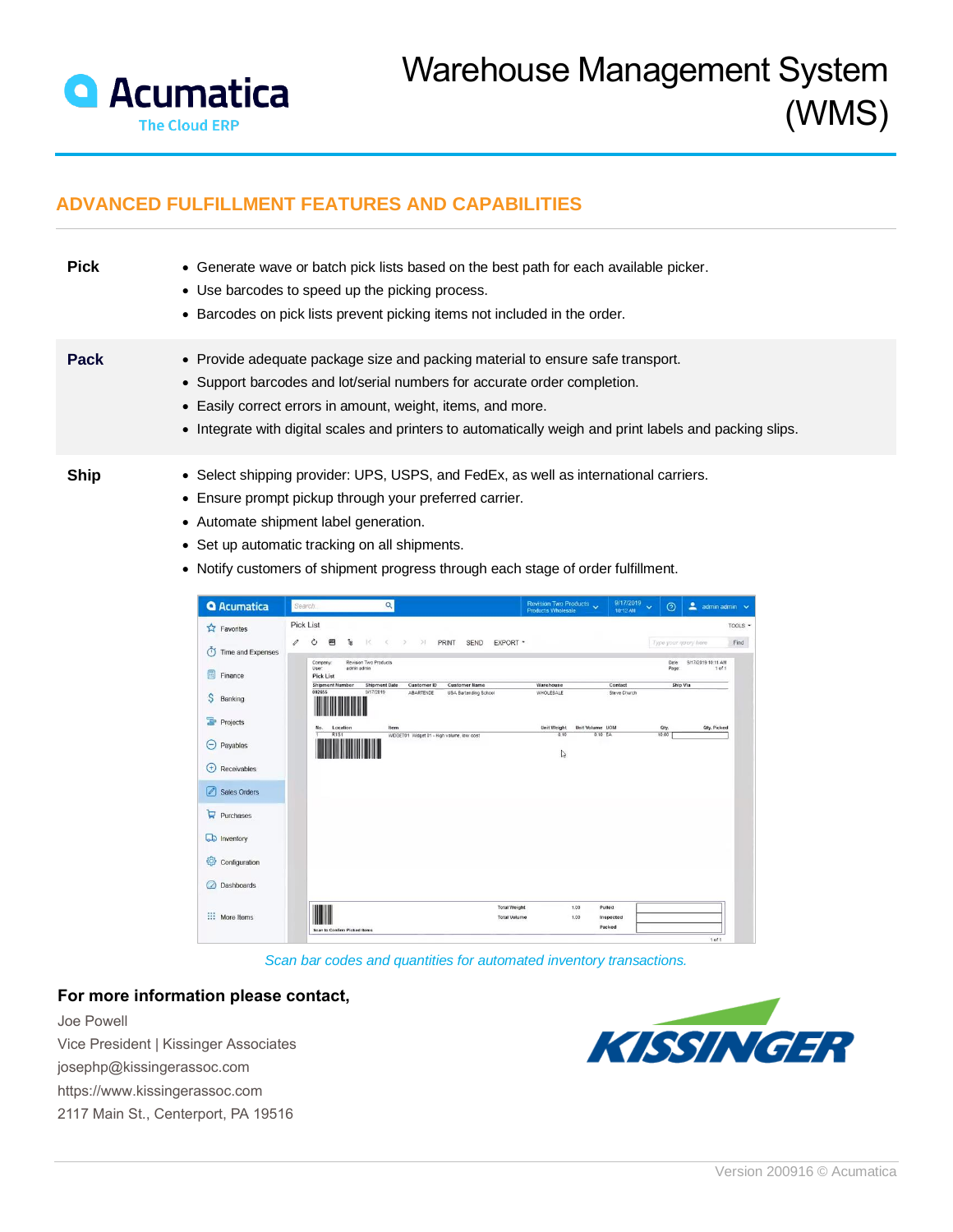# Warehouse Management System (WMS)

## ADVANCED FULFILLMENT FEATURES AND CAPABILITIES

| | |
|---|---|
| **Pick** | • Generate wave or batch pick lists based on the best path for each available picker.<br>• Use barcodes to speed up the picking process.<br>• Barcodes on pick lists prevent picking items not included in the order. |
| **Pack** | • Provide adequate package size and packing material to ensure safe transport.<br>• Support barcodes and lot/serial numbers for accurate order completion.<br>• Easily correct errors in amount, weight, items, and more.<br>• Integrate with digital scales and printers to automatically weigh and print labels and packing slips. |
| **Ship** | • Select shipping provider: UPS, USPS, and FedEx, as well as international carriers.<br>• Ensure prompt pickup through your preferred carrier.<br>• Automate shipment label generation.<br>• Set up automatic tracking on all shipments.<br>• Notify customers of shipment progress through each stage of order fulfillment. |

*Scan bar codes and quantities for automated inventory transactions.*

**For more information please contact,**

Joe Powell
Vice President | Kissinger Associates
josephp@kissingerassoc.com
https://www.kissingerassoc.com
2117 Main St., Centerport, PA 19516

Version 200916 © Acumatica